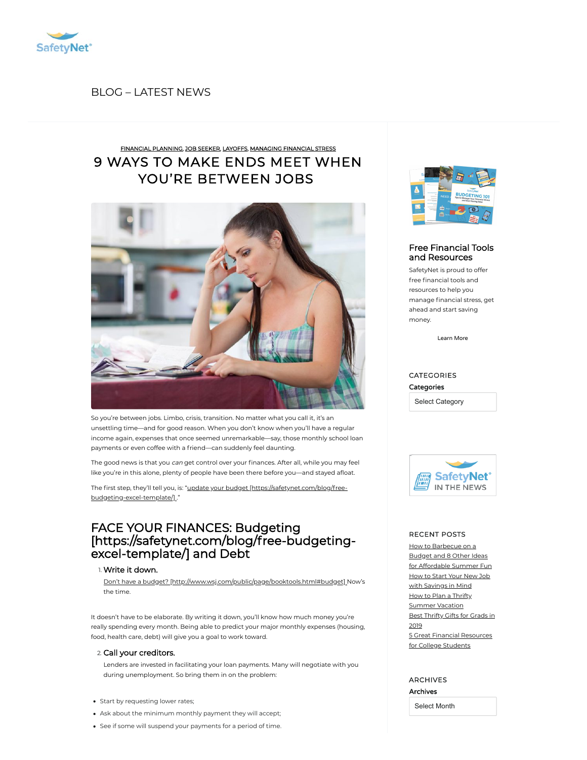SafetyNet®

BLOG – LATEST NEWS

FINANCIAL PLANNING, JOB SEEKER, LAYOFFS, MANAGING FINANCIAL STRESS

# 9 WAYS TO MAKE ENDS MEET WHEN YOU'RE BETWEEN JOBS

So you're between jobs. Limbo, crisis, transition. No matter what you call it, it's an unsettling time—and for good reason. When you don't know when you'll have a regular income again, expenses that once seemed unremarkable—say, those monthly school loan payments or even coffee with a friend—can suddenly feel daunting.

The good news is that you *can* get control over your finances. After all, while you may feel like you're in this alone, plenty of people have been there before you—and stayed afloat.

The first step, they'll tell you, is: "update your budget [https://safetynet.com/blog/free-budgeting-excel-template/] ."

## FACE YOUR FINANCES: Budgeting [https://safetynet.com/blog/free-budgeting-excel-template/] and Debt

1. **Write it down.**

   Don't have a budget? [http://www.wsj.com/public/page/booktools.html#budget] Now's the time.

It doesn't have to be elaborate. By writing it down, you'll know how much money you're really spending every month. Being able to predict your major monthly expenses (housing, food, health care, debt) will give you a goal to work toward.

2. **Call your creditors.**

   Lenders are invested in facilitating your loan payments. Many will negotiate with you during unemployment. So bring them in on the problem:

- Start by requesting lower rates;
- Ask about the minimum monthly payment they will accept;
- See if some will suspend your payments for a period of time.

### Free Financial Tools and Resources

SafetyNet is proud to offer free financial tools and resources to help you manage financial stress, get ahead and start saving money.

Learn More

CATEGORIES

Categories

Select Category

SafetyNet® IN THE NEWS

RECENT POSTS

- How to Barbecue on a Budget and 8 Other Ideas for Affordable Summer Fun
- How to Start Your New Job with Savings in Mind
- How to Plan a Thrifty Summer Vacation
- Best Thrifty Gifts for Grads in 2019
- 5 Great Financial Resources for College Students

ARCHIVES

Archives

Select Month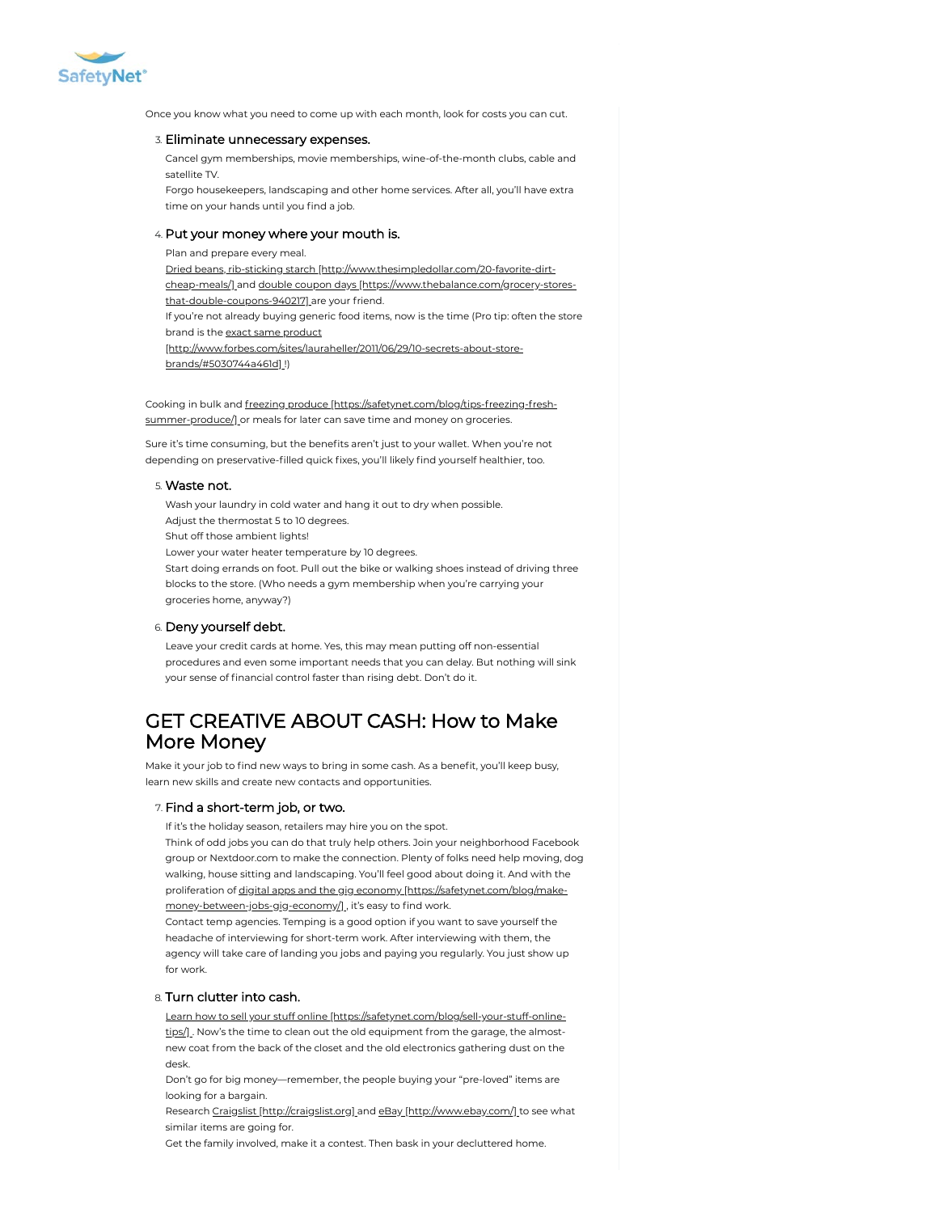Once you know what you need to come up with each month, look for costs you can cut.

3. **Eliminate unnecessary expenses.**

   Cancel gym memberships, movie memberships, wine-of-the-month clubs, cable and satellite TV.

   Forgo housekeepers, landscaping and other home services. After all, you'll have extra time on your hands until you find a job.

4. **Put your money where your mouth is.**

   Plan and prepare every meal.

   Dried beans, rib-sticking starch [http://www.thesimpledollar.com/20-favorite-dirt-cheap-meals/] and double coupon days [https://www.thebalance.com/grocery-stores-that-double-coupons-940217] are your friend.

   If you're not already buying generic food items, now is the time (Pro tip: often the store brand is the exact same product [http://www.forbes.com/sites/lauraheller/2011/06/29/10-secrets-about-store-brands/#5030744a461d] !)

Cooking in bulk and freezing produce [https://safetynet.com/blog/tips-freezing-fresh-summer-produce/] or meals for later can save time and money on groceries.

Sure it's time consuming, but the benefits aren't just to your wallet. When you're not depending on preservative-filled quick fixes, you'll likely find yourself healthier, too.

5. **Waste not.**

   Wash your laundry in cold water and hang it out to dry when possible.

   Adjust the thermostat 5 to 10 degrees.

   Shut off those ambient lights!

   Lower your water heater temperature by 10 degrees.

   Start doing errands on foot. Pull out the bike or walking shoes instead of driving three blocks to the store. (Who needs a gym membership when you're carrying your groceries home, anyway?)

6. **Deny yourself debt.**

   Leave your credit cards at home. Yes, this may mean putting off non-essential procedures and even some important needs that you can delay. But nothing will sink your sense of financial control faster than rising debt. Don't do it.

## GET CREATIVE ABOUT CASH: How to Make More Money

Make it your job to find new ways to bring in some cash. As a benefit, you'll keep busy, learn new skills and create new contacts and opportunities.

7. **Find a short-term job, or two.**

   If it's the holiday season, retailers may hire you on the spot.

   Think of odd jobs you can do that truly help others. Join your neighborhood Facebook group or Nextdoor.com to make the connection. Plenty of folks need help moving, dog walking, house sitting and landscaping. You'll feel good about doing it. And with the proliferation of digital apps and the gig economy [https://safetynet.com/blog/make-money-between-jobs-gig-economy/] , it's easy to find work.

   Contact temp agencies. Temping is a good option if you want to save yourself the headache of interviewing for short-term work. After interviewing with them, the agency will take care of landing you jobs and paying you regularly. You just show up for work.

8. **Turn clutter into cash.**

   Learn how to sell your stuff online [https://safetynet.com/blog/sell-your-stuff-online-tips/] . Now's the time to clean out the old equipment from the garage, the almost-new coat from the back of the closet and the old electronics gathering dust on the desk.

   Don't go for big money—remember, the people buying your "pre-loved" items are looking for a bargain.

   Research Craigslist [http://craigslist.org] and eBay [http://www.ebay.com/] to see what similar items are going for.

   Get the family involved, make it a contest. Then bask in your decluttered home.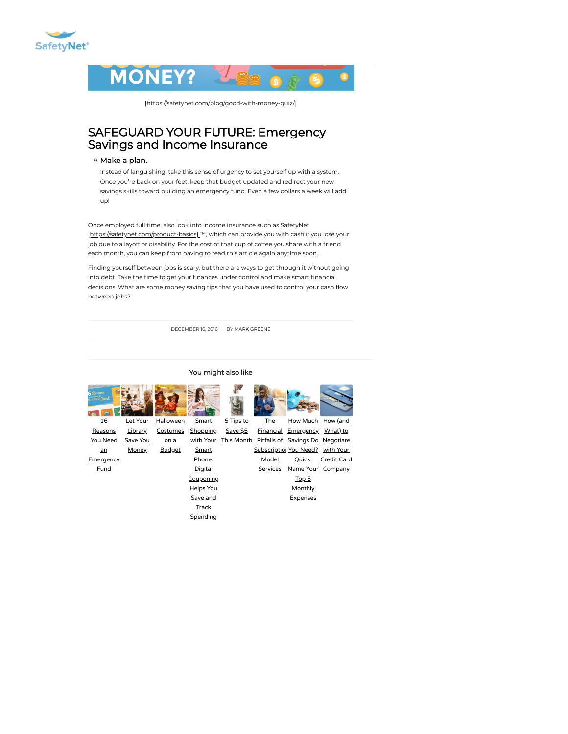[https://safetynet.com/blog/good-with-money-quiz/]

## SAFEGUARD YOUR FUTURE: Emergency Savings and Income Insurance

9. **Make a plan.**

   Instead of languishing, take this sense of urgency to set yourself up with a system. Once you're back on your feet, keep that budget updated and redirect your new savings skills toward building an emergency fund. Even a few dollars a week will add up!

Once employed full time, also look into income insurance such as SafetyNet [https://safetynet.com/product-basics] ™, which can provide you with cash if you lose your job due to a layoff or disability. For the cost of that cup of coffee you share with a friend each month, you can keep from having to read this article again anytime soon.

Finding yourself between jobs is scary, but there are ways to get through it without going into debt. Take the time to get your finances under control and make smart financial decisions. What are some money saving tips that you have used to control your cash flow between jobs?

DECEMBER 16, 2016 | BY MARK GREENE

### You might also like

- 16 Reasons You Need an Emergency Fund
- Let Your Library Save You Money
- Halloween Costumes on a Budget
- Smart Shopping with Your Smart Phone: Digital Couponing Helps You Save and Track Spending
- 5 Tips to Save $5 This Month
- The Financial Pitfalls of Subscription Model Services
- How Much Emergency Savings Do You Need? Quick: Name Your Top 5 Monthly Expenses
- How (and What) to Negotiate with Your Credit Card Company